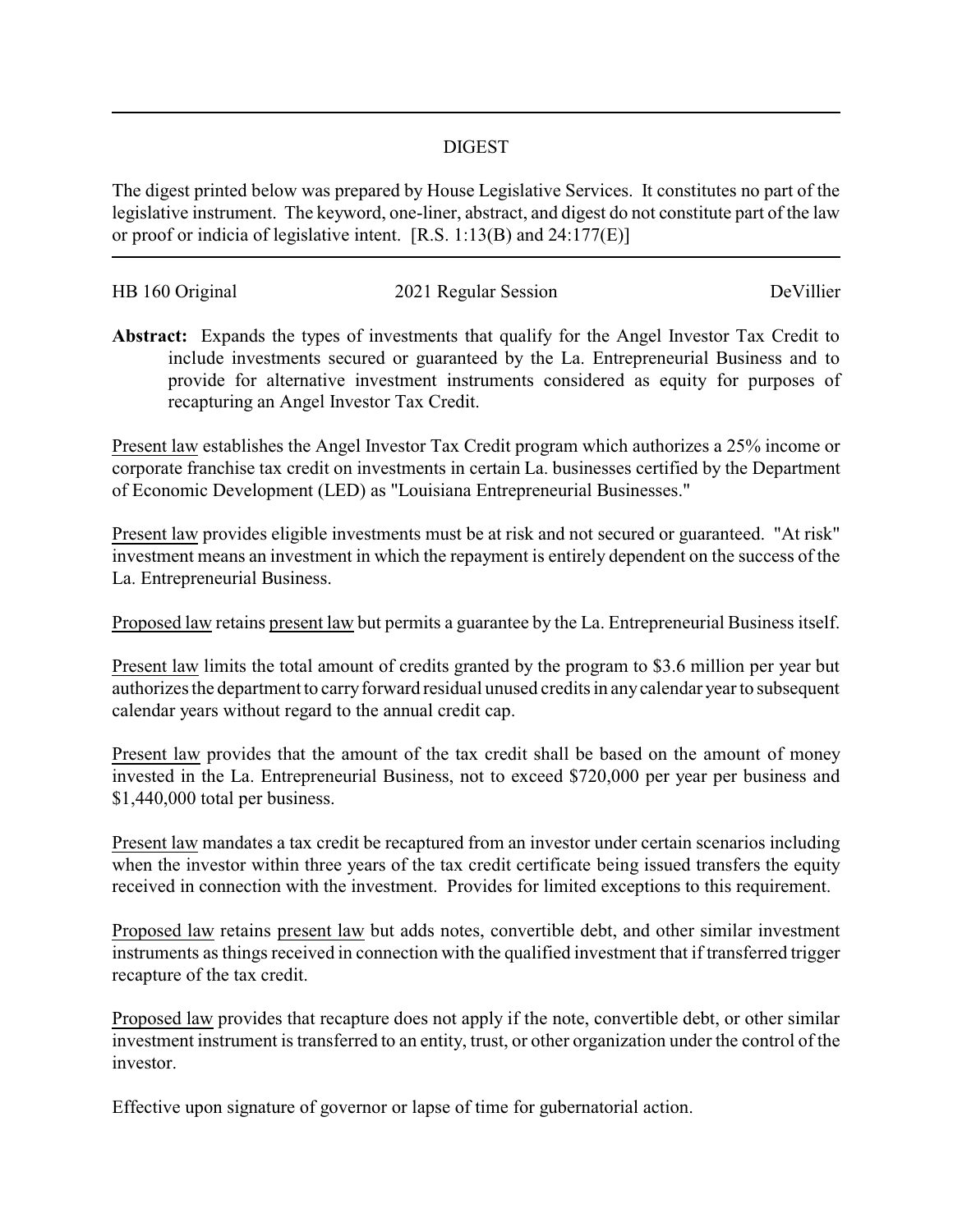# DIGEST

The digest printed below was prepared by House Legislative Services. It constitutes no part of the legislative instrument. The keyword, one-liner, abstract, and digest do not constitute part of the law or proof or indicia of legislative intent. [R.S. 1:13(B) and 24:177(E)]

---

HB 160 Original — 2021 Regular Session — DeVillier

**Abstract:** Expands the types of investments that qualify for the Angel Investor Tax Credit to include investments secured or guaranteed by the La. Entrepreneurial Business and to provide for alternative investment instruments considered as equity for purposes of recapturing an Angel Investor Tax Credit.

Present law establishes the Angel Investor Tax Credit program which authorizes a 25% income or corporate franchise tax credit on investments in certain La. businesses certified by the Department of Economic Development (LED) as "Louisiana Entrepreneurial Businesses."

Present law provides eligible investments must be at risk and not secured or guaranteed. "At risk" investment means an investment in which the repayment is entirely dependent on the success of the La. Entrepreneurial Business.

Proposed law retains present law but permits a guarantee by the La. Entrepreneurial Business itself.

Present law limits the total amount of credits granted by the program to $3.6 million per year but authorizes the department to carry forward residual unused credits in any calendar year to subsequent calendar years without regard to the annual credit cap.

Present law provides that the amount of the tax credit shall be based on the amount of money invested in the La. Entrepreneurial Business, not to exceed $720,000 per year per business and $1,440,000 total per business.

Present law mandates a tax credit be recaptured from an investor under certain scenarios including when the investor within three years of the tax credit certificate being issued transfers the equity received in connection with the investment. Provides for limited exceptions to this requirement.

Proposed law retains present law but adds notes, convertible debt, and other similar investment instruments as things received in connection with the qualified investment that if transferred trigger recapture of the tax credit.

Proposed law provides that recapture does not apply if the note, convertible debt, or other similar investment instrument is transferred to an entity, trust, or other organization under the control of the investor.

Effective upon signature of governor or lapse of time for gubernatorial action.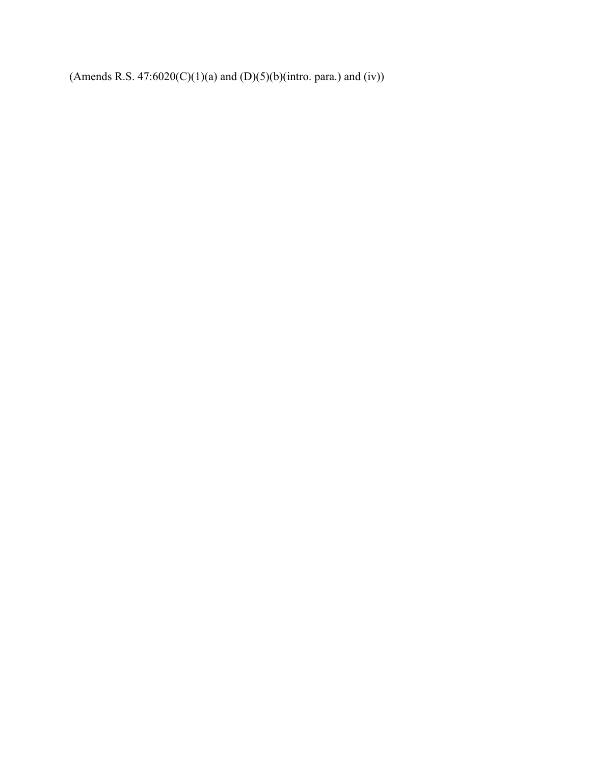(Amends R.S. 47:6020(C)(1)(a) and (D)(5)(b)(intro. para.) and (iv))